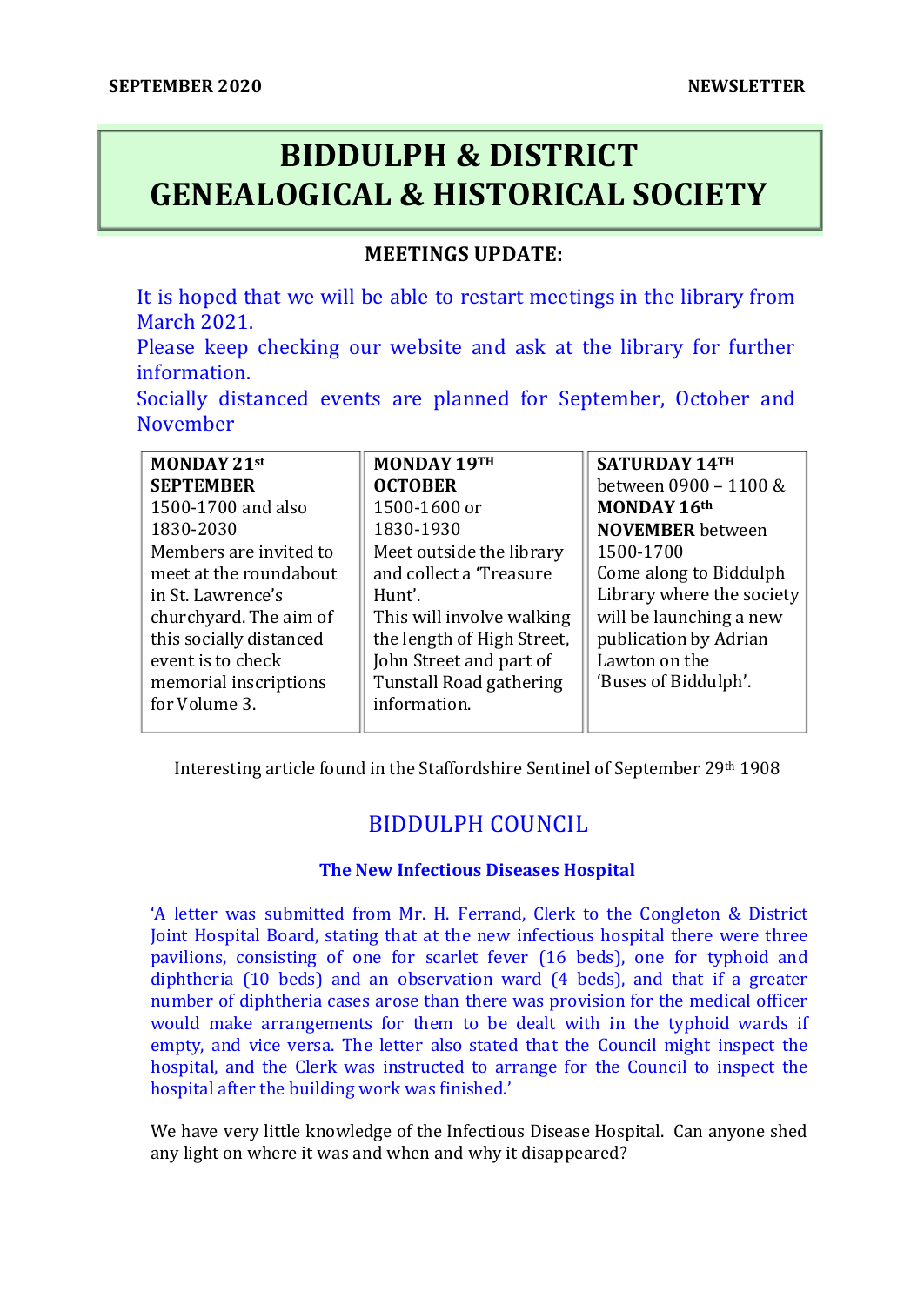SEPTEMBER 2020 NEWSLETTER

# BIDDULPH & DISTRICT GENEALOGICAL & HISTORICAL SOCIETY

**MEETINGS UPDATE:**

It is hoped that we will be able to restart meetings in the library from March 2021.
Please keep checking our website and ask at the library for further information.
Socially distanced events are planned for September, October and November

| **MONDAY 21st SEPTEMBER** 1500-1700 and also 1830-2030 Members are invited to meet at the roundabout in St. Lawrence's churchyard. The aim of this socially distanced event is to check memorial inscriptions for Volume 3. | **MONDAY 19TH OCTOBER** 1500-1600 or 1830-1930 Meet outside the library and collect a 'Treasure Hunt'. This will involve walking the length of High Street, John Street and part of Tunstall Road gathering information. | **SATURDAY 14TH** between 0900 – 1100 & **MONDAY 16th NOVEMBER** between 1500-1700 Come along to Biddulph Library where the society will be launching a new publication by Adrian Lawton on the 'Buses of Biddulph'. |
|---|---|---|

Interesting article found in the Staffordshire Sentinel of September 29th 1908

## BIDDULPH COUNCIL

### The New Infectious Diseases Hospital

'A letter was submitted from Mr. H. Ferrand, Clerk to the Congleton & District Joint Hospital Board, stating that at the new infectious hospital there were three pavilions, consisting of one for scarlet fever (16 beds), one for typhoid and diphtheria (10 beds) and an observation ward (4 beds), and that if a greater number of diphtheria cases arose than there was provision for the medical officer would make arrangements for them to be dealt with in the typhoid wards if empty, and vice versa. The letter also stated that the Council might inspect the hospital, and the Clerk was instructed to arrange for the Council to inspect the hospital after the building work was finished.'

We have very little knowledge of the Infectious Disease Hospital. Can anyone shed any light on where it was and when and why it disappeared?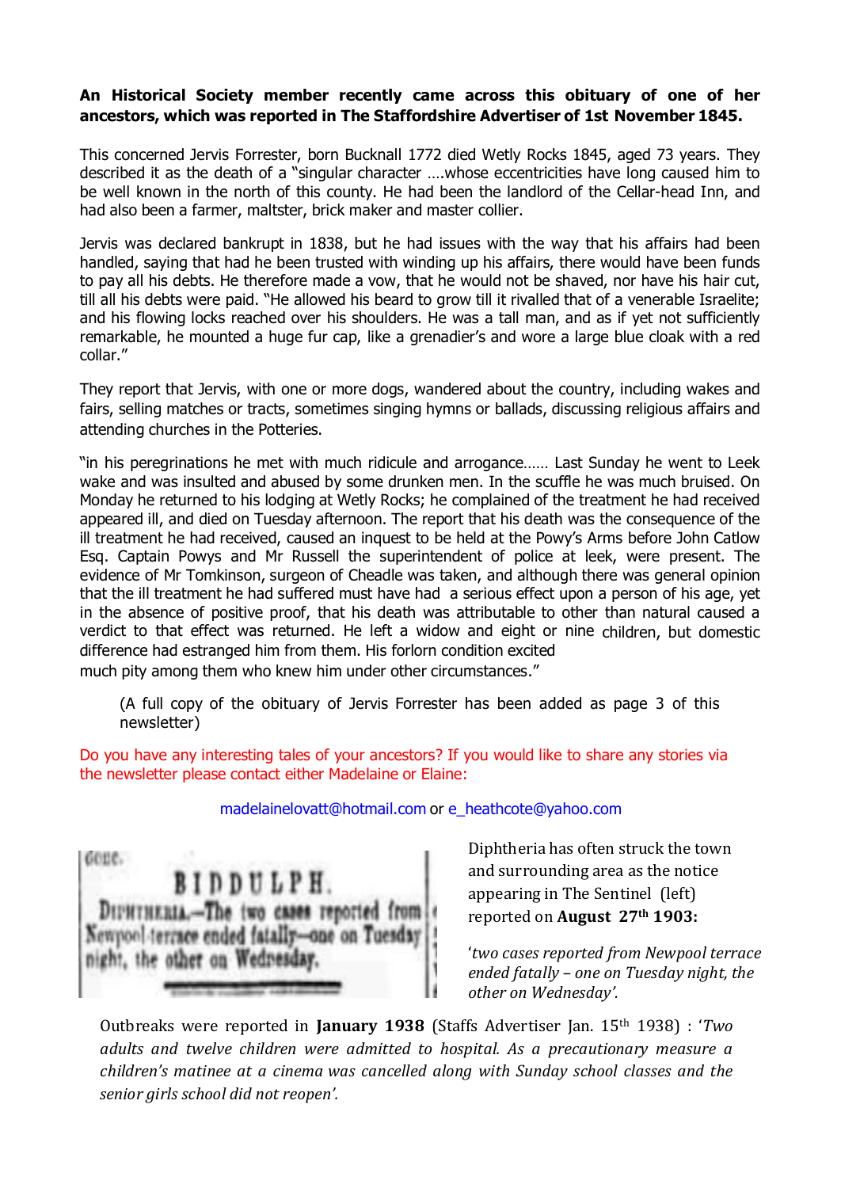**An Historical Society member recently came across this obituary of one of her ancestors, which was reported in The Staffordshire Advertiser of 1st November 1845.**

This concerned Jervis Forrester, born Bucknall 1772 died Wetly Rocks 1845, aged 73 years. They described it as the death of a "singular character ….whose eccentricities have long caused him to be well known in the north of this county. He had been the landlord of the Cellar-head Inn, and had also been a farmer, maltster, brick maker and master collier.

Jervis was declared bankrupt in 1838, but he had issues with the way that his affairs had been handled, saying that had he been trusted with winding up his affairs, there would have been funds to pay all his debts. He therefore made a vow, that he would not be shaved, nor have his hair cut, till all his debts were paid. "He allowed his beard to grow till it rivalled that of a venerable Israelite; and his flowing locks reached over his shoulders. He was a tall man, and as if yet not sufficiently remarkable, he mounted a huge fur cap, like a grenadier's and wore a large blue cloak with a red collar."

They report that Jervis, with one or more dogs, wandered about the country, including wakes and fairs, selling matches or tracts, sometimes singing hymns or ballads, discussing religious affairs and attending churches in the Potteries.

"in his peregrinations he met with much ridicule and arrogance…… Last Sunday he went to Leek wake and was insulted and abused by some drunken men. In the scuffle he was much bruised. On Monday he returned to his lodging at Wetly Rocks; he complained of the treatment he had received appeared ill, and died on Tuesday afternoon. The report that his death was the consequence of the ill treatment he had received, caused an inquest to be held at the Powy's Arms before John Catlow Esq. Captain Powys and Mr Russell the superintendent of police at leek, were present. The evidence of Mr Tomkinson, surgeon of Cheadle was taken, and although there was general opinion that the ill treatment he had suffered must have had a serious effect upon a person of his age, yet in the absence of positive proof, that his death was attributable to other than natural caused a verdict to that effect was returned. He left a widow and eight or nine children, but domestic difference had estranged him from them. His forlorn condition excited much pity among them who knew him under other circumstances."

(A full copy of the obituary of Jervis Forrester has been added as page 3 of this newsletter)

Do you have any interesting tales of your ancestors? If you would like to share any stories via the newsletter please contact either Madelaine or Elaine:

madelainelovatt@hotmail.com or e_heathcote@yahoo.com

BIDDULPH.

DIPHTHERIA.—The two cases reported from Newpool terrace ended fatally—one on Tuesday night, the other on Wednesday.

Diphtheria has often struck the town and surrounding area as the notice appearing in The Sentinel (left) reported on **August 27th 1903:**

*'two cases reported from Newpool terrace ended fatally – one on Tuesday night, the other on Wednesday'.*

Outbreaks were reported in **January 1938** (Staffs Advertiser Jan. 15th 1938) : *'Two adults and twelve children were admitted to hospital. As a precautionary measure a children's matinee at a cinema was cancelled along with Sunday school classes and the senior girls school did not reopen'.*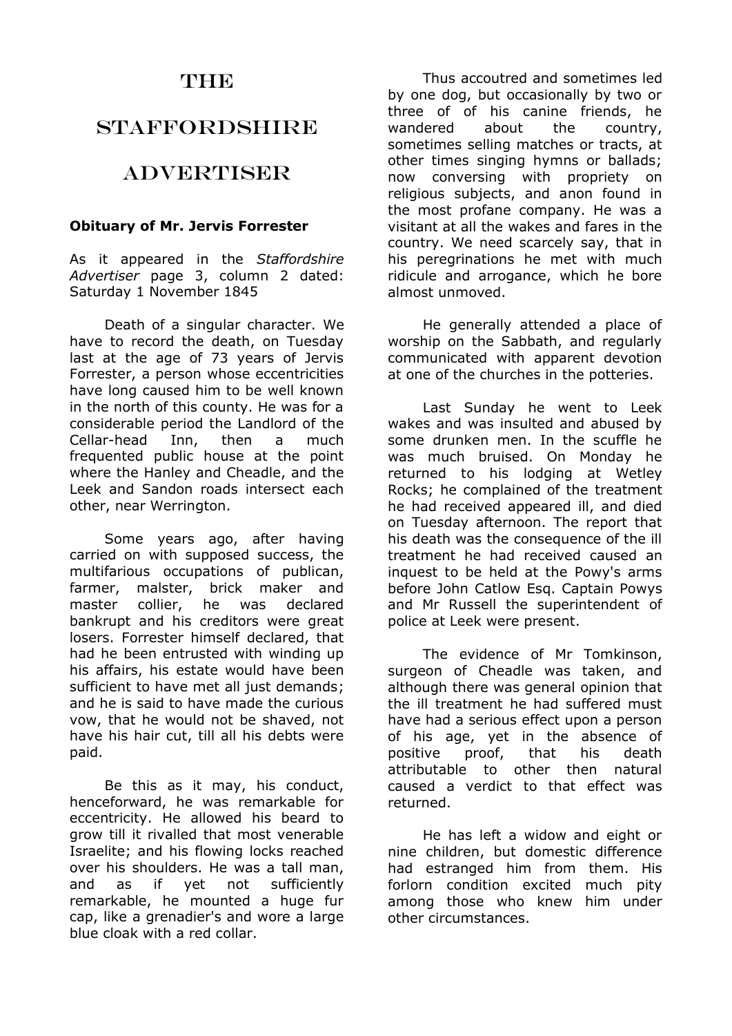# The Staffordshire Advertiser

**Obituary of Mr. Jervis Forrester**

As it appeared in the *Staffordshire Advertiser* page 3, column 2 dated: Saturday 1 November 1845

Death of a singular character. We have to record the death, on Tuesday last at the age of 73 years of Jervis Forrester, a person whose eccentricities have long caused him to be well known in the north of this county. He was for a considerable period the Landlord of the Cellar-head Inn, then a much frequented public house at the point where the Hanley and Cheadle, and the Leek and Sandon roads intersect each other, near Werrington.

Some years ago, after having carried on with supposed success, the multifarious occupations of publican, farmer, malster, brick maker and master collier, he was declared bankrupt and his creditors were great losers. Forrester himself declared, that had he been entrusted with winding up his affairs, his estate would have been sufficient to have met all just demands; and he is said to have made the curious vow, that he would not be shaved, not have his hair cut, till all his debts were paid.

Be this as it may, his conduct, henceforward, he was remarkable for eccentricity. He allowed his beard to grow till it rivalled that most venerable Israelite; and his flowing locks reached over his shoulders. He was a tall man, and as if yet not sufficiently remarkable, he mounted a huge fur cap, like a grenadier's and wore a large blue cloak with a red collar.

Thus accoutred and sometimes led by one dog, but occasionally by two or three of of his canine friends, he wandered about the country, sometimes selling matches or tracts, at other times singing hymns or ballads; now conversing with propriety on religious subjects, and anon found in the most profane company. He was a visitant at all the wakes and fares in the country. We need scarcely say, that in his peregrinations he met with much ridicule and arrogance, which he bore almost unmoved.

He generally attended a place of worship on the Sabbath, and regularly communicated with apparent devotion at one of the churches in the potteries.

Last Sunday he went to Leek wakes and was insulted and abused by some drunken men. In the scuffle he was much bruised. On Monday he returned to his lodging at Wetley Rocks; he complained of the treatment he had received appeared ill, and died on Tuesday afternoon. The report that his death was the consequence of the ill treatment he had received caused an inquest to be held at the Powy's arms before John Catlow Esq. Captain Powys and Mr Russell the superintendent of police at Leek were present.

The evidence of Mr Tomkinson, surgeon of Cheadle was taken, and although there was general opinion that the ill treatment he had suffered must have had a serious effect upon a person of his age, yet in the absence of positive proof, that his death attributable to other then natural caused a verdict to that effect was returned.

He has left a widow and eight or nine children, but domestic difference had estranged him from them. His forlorn condition excited much pity among those who knew him under other circumstances.